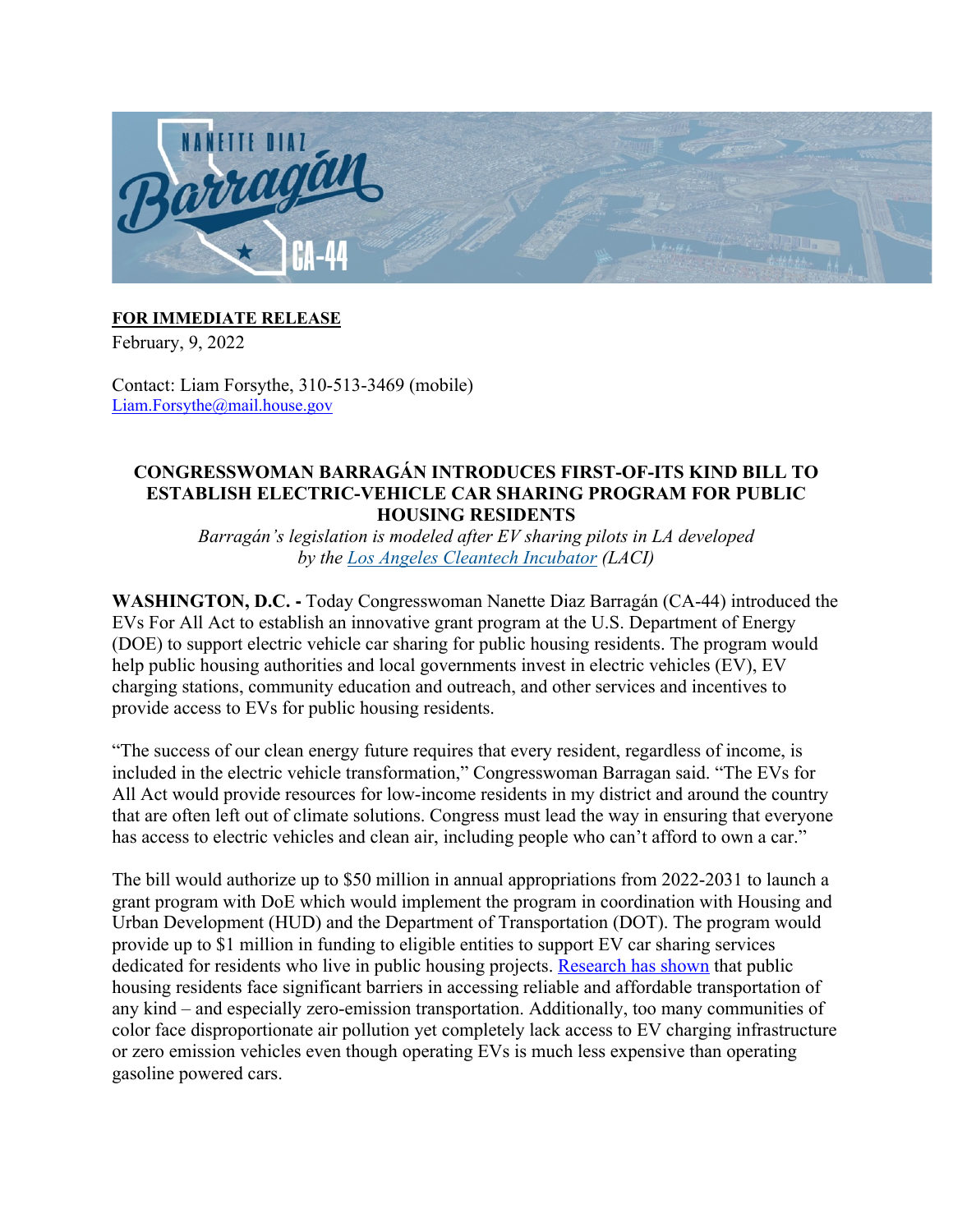**FOR IMMEDIATE RELEASE**
February, 9, 2022

Contact: Liam Forsythe, 310-513-3469 (mobile)
Liam.Forsythe@mail.house.gov

## CONGRESSWOMAN BARRAGÁN INTRODUCES FIRST-OF-ITS KIND BILL TO ESTABLISH ELECTRIC-VEHICLE CAR SHARING PROGRAM FOR PUBLIC HOUSING RESIDENTS

*Barragán's legislation is modeled after EV sharing pilots in LA developed by the Los Angeles Cleantech Incubator (LACI)*

**WASHINGTON, D.C. -** Today Congresswoman Nanette Diaz Barragán (CA-44) introduced the EVs For All Act to establish an innovative grant program at the U.S. Department of Energy (DOE) to support electric vehicle car sharing for public housing residents. The program would help public housing authorities and local governments invest in electric vehicles (EV), EV charging stations, community education and outreach, and other services and incentives to provide access to EVs for public housing residents.

"The success of our clean energy future requires that every resident, regardless of income, is included in the electric vehicle transformation," Congresswoman Barragan said. "The EVs for All Act would provide resources for low-income residents in my district and around the country that are often left out of climate solutions. Congress must lead the way in ensuring that everyone has access to electric vehicles and clean air, including people who can't afford to own a car."

The bill would authorize up to $50 million in annual appropriations from 2022-2031 to launch a grant program with DoE which would implement the program in coordination with Housing and Urban Development (HUD) and the Department of Transportation (DOT). The program would provide up to $1 million in funding to eligible entities to support EV car sharing services dedicated for residents who live in public housing projects. Research has shown that public housing residents face significant barriers in accessing reliable and affordable transportation of any kind – and especially zero-emission transportation. Additionally, too many communities of color face disproportionate air pollution yet completely lack access to EV charging infrastructure or zero emission vehicles even though operating EVs is much less expensive than operating gasoline powered cars.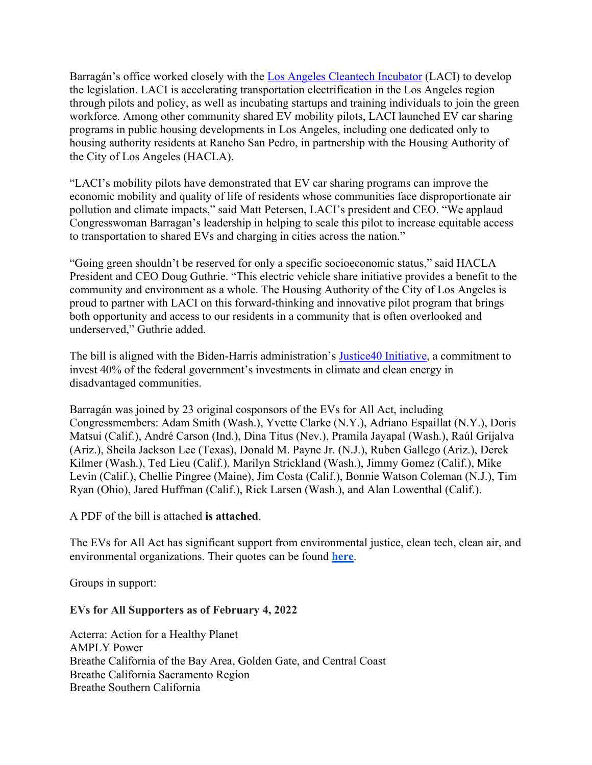Barragán's office worked closely with the [Los Angeles Cleantech Incubator](#) (LACI) to develop the legislation. LACI is accelerating transportation electrification in the Los Angeles region through pilots and policy, as well as incubating startups and training individuals to join the green workforce. Among other community shared EV mobility pilots, LACI launched EV car sharing programs in public housing developments in Los Angeles, including one dedicated only to housing authority residents at Rancho San Pedro, in partnership with the Housing Authority of the City of Los Angeles (HACLA).

"LACI's mobility pilots have demonstrated that EV car sharing programs can improve the economic mobility and quality of life of residents whose communities face disproportionate air pollution and climate impacts," said Matt Petersen, LACI's president and CEO. "We applaud Congresswoman Barragan's leadership in helping to scale this pilot to increase equitable access to transportation to shared EVs and charging in cities across the nation."

"Going green shouldn't be reserved for only a specific socioeconomic status," said HACLA President and CEO Doug Guthrie. "This electric vehicle share initiative provides a benefit to the community and environment as a whole. The Housing Authority of the City of Los Angeles is proud to partner with LACI on this forward-thinking and innovative pilot program that brings both opportunity and access to our residents in a community that is often overlooked and underserved," Guthrie added.

The bill is aligned with the Biden-Harris administration's [Justice40 Initiative](#), a commitment to invest 40% of the federal government's investments in climate and clean energy in disadvantaged communities.

Barragán was joined by 23 original cosponsors of the EVs for All Act, including Congressmembers: Adam Smith (Wash.), Yvette Clarke (N.Y.), Adriano Espaillat (N.Y.), Doris Matsui (Calif.), André Carson (Ind.), Dina Titus (Nev.), Pramila Jayapal (Wash.), Raúl Grijalva (Ariz.), Sheila Jackson Lee (Texas), Donald M. Payne Jr. (N.J.), Ruben Gallego (Ariz.), Derek Kilmer (Wash.), Ted Lieu (Calif.), Marilyn Strickland (Wash.), Jimmy Gomez (Calif.), Mike Levin (Calif.), Chellie Pingree (Maine), Jim Costa (Calif.), Bonnie Watson Coleman (N.J.), Tim Ryan (Ohio), Jared Huffman (Calif.), Rick Larsen (Wash.), and Alan Lowenthal (Calif.).

A PDF of the bill is attached **is attached**.

The EVs for All Act has significant support from environmental justice, clean tech, clean air, and environmental organizations. Their quotes can be found [**here**](#).

Groups in support:

**EVs for All Supporters as of February 4, 2022**

Acterra: Action for a Healthy Planet
AMPLY Power
Breathe California of the Bay Area, Golden Gate, and Central Coast
Breathe California Sacramento Region
Breathe Southern California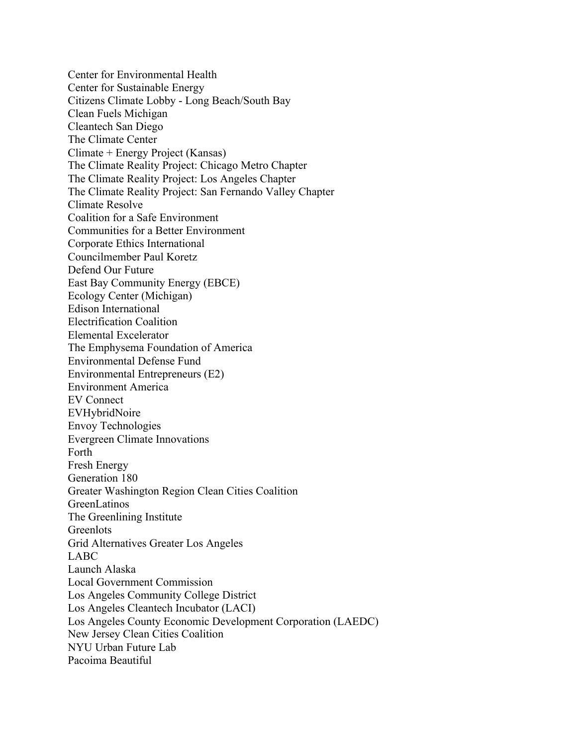Center for Environmental Health
Center for Sustainable Energy
Citizens Climate Lobby - Long Beach/South Bay
Clean Fuels Michigan
Cleantech San Diego
The Climate Center
Climate + Energy Project (Kansas)
The Climate Reality Project: Chicago Metro Chapter
The Climate Reality Project: Los Angeles Chapter
The Climate Reality Project: San Fernando Valley Chapter
Climate Resolve
Coalition for a Safe Environment
Communities for a Better Environment
Corporate Ethics International
Councilmember Paul Koretz
Defend Our Future
East Bay Community Energy (EBCE)
Ecology Center (Michigan)
Edison International
Electrification Coalition
Elemental Excelerator
The Emphysema Foundation of America
Environmental Defense Fund
Environmental Entrepreneurs (E2)
Environment America
EV Connect
EVHybridNoire
Envoy Technologies
Evergreen Climate Innovations
Forth
Fresh Energy
Generation 180
Greater Washington Region Clean Cities Coalition
GreenLatinos
The Greenlining Institute
Greenlots
Grid Alternatives Greater Los Angeles
LABC
Launch Alaska
Local Government Commission
Los Angeles Community College District
Los Angeles Cleantech Incubator (LACI)
Los Angeles County Economic Development Corporation (LAEDC)
New Jersey Clean Cities Coalition
NYU Urban Future Lab
Pacoima Beautiful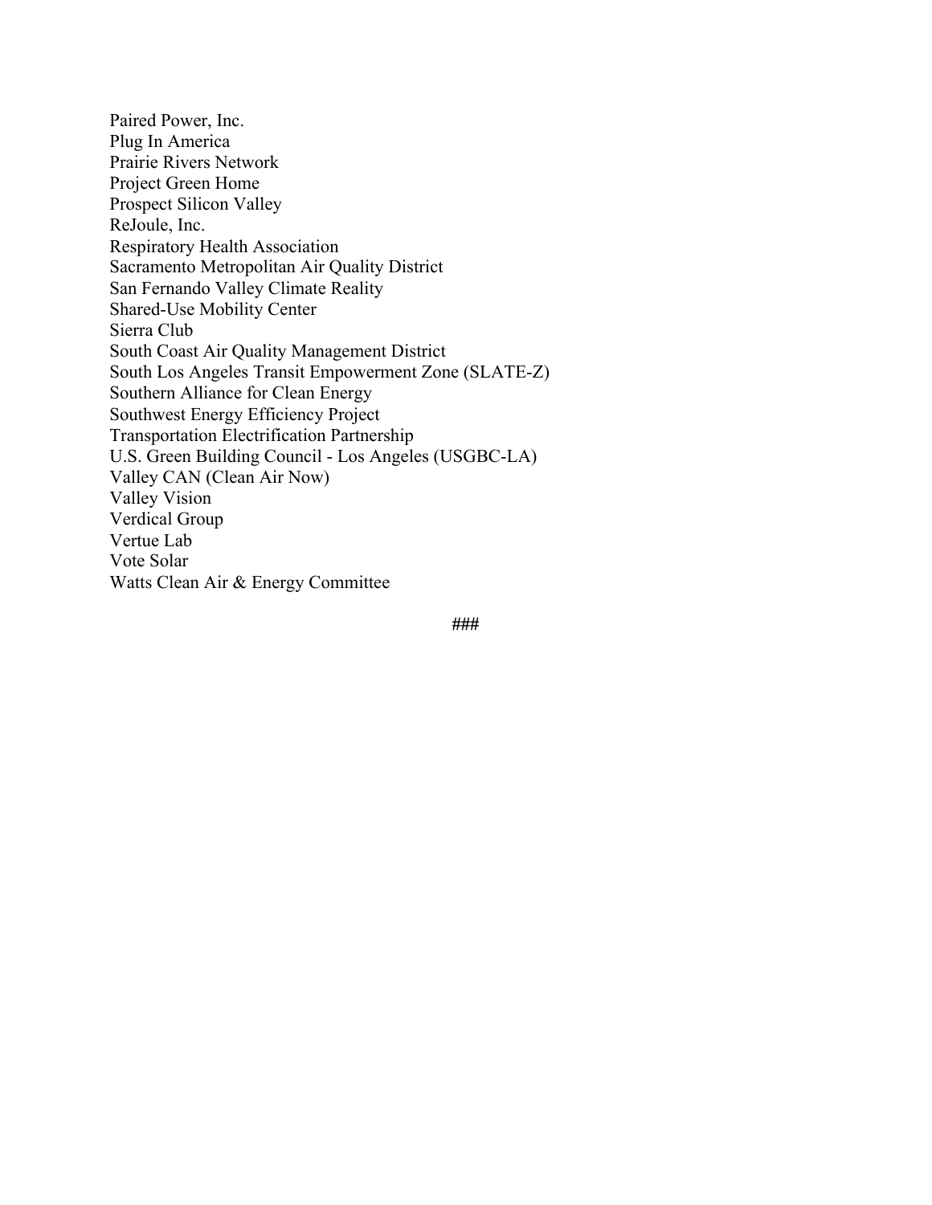Paired Power, Inc.
Plug In America
Prairie Rivers Network
Project Green Home
Prospect Silicon Valley
ReJoule, Inc.
Respiratory Health Association
Sacramento Metropolitan Air Quality District
San Fernando Valley Climate Reality
Shared-Use Mobility Center
Sierra Club
South Coast Air Quality Management District
South Los Angeles Transit Empowerment Zone (SLATE-Z)
Southern Alliance for Clean Energy
Southwest Energy Efficiency Project
Transportation Electrification Partnership
U.S. Green Building Council - Los Angeles (USGBC-LA)
Valley CAN (Clean Air Now)
Valley Vision
Verdical Group
Vertue Lab
Vote Solar
Watts Clean Air & Energy Committee

###